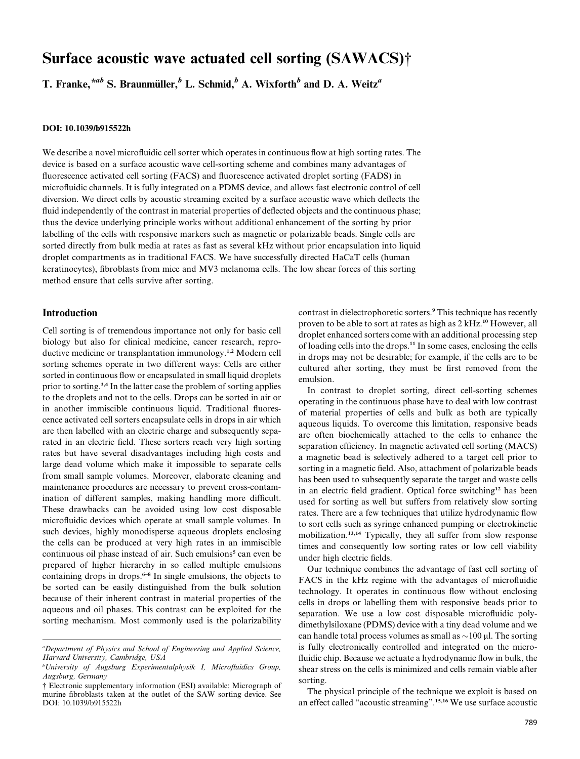# Surface acoustic wave actuated cell sorting (SAWACS)†

T. Franke,*[ab] S. Braunmüller,[b] L. Schmid,[b] A. Wixforth[b] and D. A. Weitz[a]

**DOI: 10.1039/b915522h**

We describe a novel microfluidic cell sorter which operates in continuous flow at high sorting rates. The device is based on a surface acoustic wave cell-sorting scheme and combines many advantages of fluorescence activated cell sorting (FACS) and fluorescence activated droplet sorting (FADS) in microfluidic channels. It is fully integrated on a PDMS device, and allows fast electronic control of cell diversion. We direct cells by acoustic streaming excited by a surface acoustic wave which deflects the fluid independently of the contrast in material properties of deflected objects and the continuous phase; thus the device underlying principle works without additional enhancement of the sorting by prior labelling of the cells with responsive markers such as magnetic or polarizable beads. Single cells are sorted directly from bulk media at rates as fast as several kHz without prior encapsulation into liquid droplet compartments as in traditional FACS. We have successfully directed HaCaT cells (human keratinocytes), fibroblasts from mice and MV3 melanoma cells. The low shear forces of this sorting method ensure that cells survive after sorting.

## Introduction

Cell sorting is of tremendous importance not only for basic cell biology but also for clinical medicine, cancer research, reproductive medicine or transplantation immunology.[1,2] Modern cell sorting schemes operate in two different ways: Cells are either sorted in continuous flow or encapsulated in small liquid droplets prior to sorting.[3,4] In the latter case the problem of sorting applies to the droplets and not to the cells. Drops can be sorted in air or in another immiscible continuous liquid. Traditional fluorescence activated cell sorters encapsulate cells in drops in air which are then labelled with an electric charge and subsequently separated in an electric field. These sorters reach very high sorting rates but have several disadvantages including high costs and large dead volume which make it impossible to separate cells from small sample volumes. Moreover, elaborate cleaning and maintenance procedures are necessary to prevent cross-contamination of different samples, making handling more difficult. These drawbacks can be avoided using low cost disposable microfluidic devices which operate at small sample volumes. In such devices, highly monodisperse aqueous droplets enclosing the cells can be produced at very high rates in an immiscible continuous oil phase instead of air. Such emulsions[5] can even be prepared of higher hierarchy in so called multiple emulsions containing drops in drops.[6–8] In single emulsions, the objects to be sorted can be easily distinguished from the bulk solution because of their inherent contrast in material properties of the aqueous and oil phases. This contrast can be exploited for the sorting mechanism. Most commonly used is the polarizability contrast in dielectrophoretic sorters.[9] This technique has recently proven to be able to sort at rates as high as 2 kHz.[10] However, all droplet enhanced sorters come with an additional processing step of loading cells into the drops.[11] In some cases, enclosing the cells in drops may not be desirable; for example, if the cells are to be cultured after sorting, they must be first removed from the emulsion.

In contrast to droplet sorting, direct cell-sorting schemes operating in the continuous phase have to deal with low contrast of material properties of cells and bulk as both are typically aqueous liquids. To overcome this limitation, responsive beads are often biochemically attached to the cells to enhance the separation efficiency. In magnetic activated cell sorting (MACS) a magnetic bead is selectively adhered to a target cell prior to sorting in a magnetic field. Also, attachment of polarizable beads has been used to subsequently separate the target and waste cells in an electric field gradient. Optical force switching[12] has been used for sorting as well but suffers from relatively slow sorting rates. There are a few techniques that utilize hydrodynamic flow to sort cells such as syringe enhanced pumping or electrokinetic mobilization.[13,14] Typically, they all suffer from slow response times and consequently low sorting rates or low cell viability under high electric fields.

Our technique combines the advantage of fast cell sorting of FACS in the kHz regime with the advantages of microfluidic technology. It operates in continuous flow without enclosing cells in drops or labelling them with responsive beads prior to separation. We use a low cost disposable microfluidic polydimethylsiloxane (PDMS) device with a tiny dead volume and we can handle total process volumes as small as ∼100 μl. The sorting is fully electronically controlled and integrated on the microfluidic chip. Because we actuate a hydrodynamic flow in bulk, the shear stress on the cells is minimized and cells remain viable after sorting.

The physical principle of the technique we exploit is based on an effect called "acoustic streaming".[15,16] We use surface acoustic

---

[a]Department of Physics and School of Engineering and Applied Science, Harvard University, Cambridge, USA

[b]University of Augsburg Experimentalphysik I, Microfluidics Group, Augsburg, Germany

† Electronic supplementary information (ESI) available: Micrograph of murine fibroblasts taken at the outlet of the SAW sorting device. See DOI: 10.1039/b915522h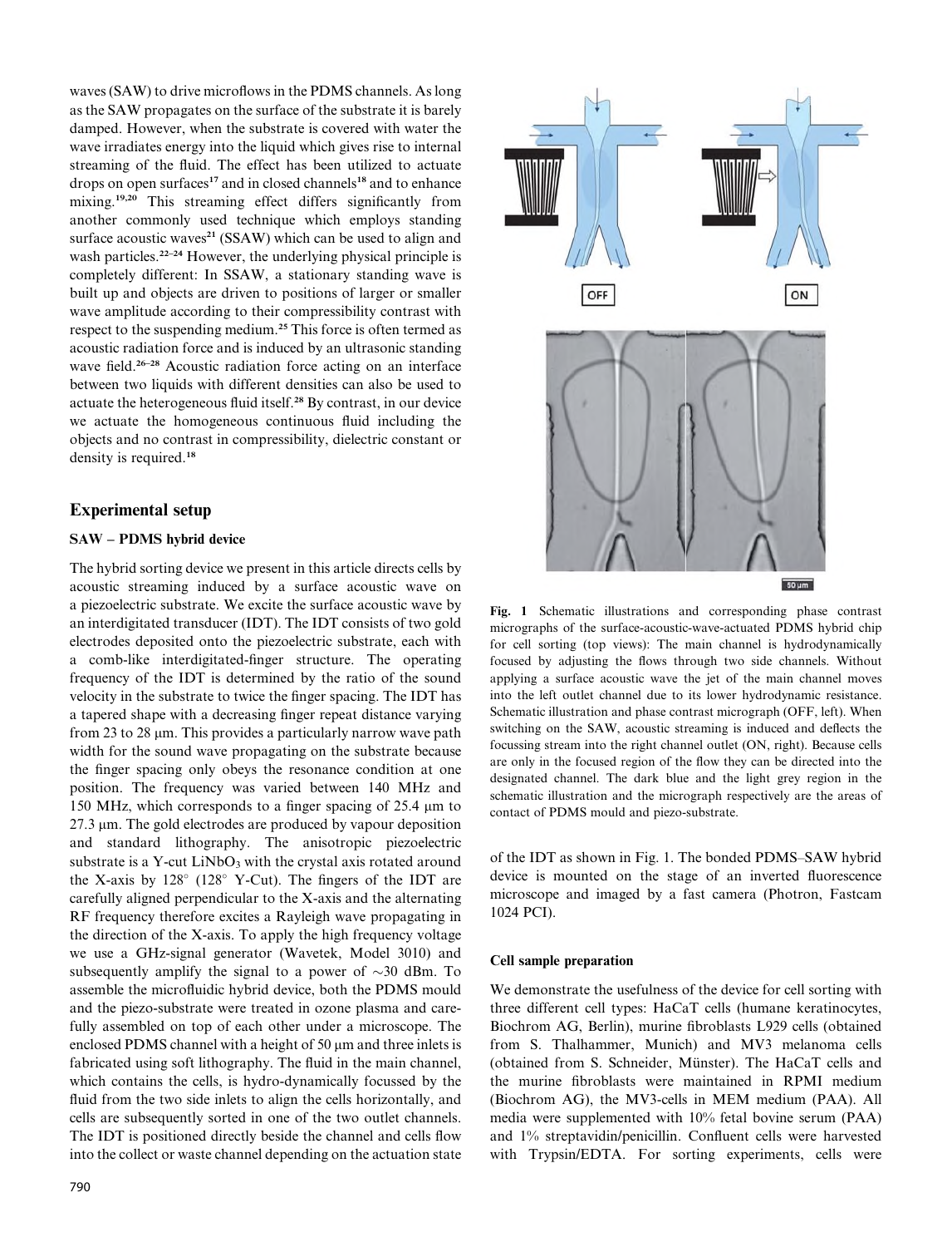waves (SAW) to drive microflows in the PDMS channels. As long as the SAW propagates on the surface of the substrate it is barely damped. However, when the substrate is covered with water the wave irradiates energy into the liquid which gives rise to internal streaming of the fluid. The effect has been utilized to actuate drops on open surfaces[17] and in closed channels[18] and to enhance mixing.[19,20] This streaming effect differs significantly from another commonly used technique which employs standing surface acoustic waves[21] (SSAW) which can be used to align and wash particles.[22–24] However, the underlying physical principle is completely different: In SSAW, a stationary standing wave is built up and objects are driven to positions of larger or smaller wave amplitude according to their compressibility contrast with respect to the suspending medium.[25] This force is often termed as acoustic radiation force and is induced by an ultrasonic standing wave field.[26–28] Acoustic radiation force acting on an interface between two liquids with different densities can also be used to actuate the heterogeneous fluid itself.[28] By contrast, in our device we actuate the homogeneous continuous fluid including the objects and no contrast in compressibility, dielectric constant or density is required.[18]

## Experimental setup

### SAW – PDMS hybrid device

The hybrid sorting device we present in this article directs cells by acoustic streaming induced by a surface acoustic wave on a piezoelectric substrate. We excite the surface acoustic wave by an interdigitated transducer (IDT). The IDT consists of two gold electrodes deposited onto the piezoelectric substrate, each with a comb-like interdigitated-finger structure. The operating frequency of the IDT is determined by the ratio of the sound velocity in the substrate to twice the finger spacing. The IDT has a tapered shape with a decreasing finger repeat distance varying from 23 to 28 μm. This provides a particularly narrow wave path width for the sound wave propagating on the substrate because the finger spacing only obeys the resonance condition at one position. The frequency was varied between 140 MHz and 150 MHz, which corresponds to a finger spacing of 25.4 μm to 27.3 μm. The gold electrodes are produced by vapour deposition and standard lithography. The anisotropic piezoelectric substrate is a Y-cut $LiNbO_3$ with the crystal axis rotated around the X-axis by 128° (128° Y-Cut). The fingers of the IDT are carefully aligned perpendicular to the X-axis and the alternating RF frequency therefore excites a Rayleigh wave propagating in the direction of the X-axis. To apply the high frequency voltage we use a GHz-signal generator (Wavetek, Model 3010) and subsequently amplify the signal to a power of ~30 dBm. To assemble the microfluidic hybrid device, both the PDMS mould and the piezo-substrate were treated in ozone plasma and carefully assembled on top of each other under a microscope. The enclosed PDMS channel with a height of 50 μm and three inlets is fabricated using soft lithography. The fluid in the main channel, which contains the cells, is hydro-dynamically focussed by the fluid from the two side inlets to align the cells horizontally, and cells are subsequently sorted in one of the two outlet channels. The IDT is positioned directly beside the channel and cells flow into the collect or waste channel depending on the actuation state of the IDT as shown in Fig. 1. The bonded PDMS–SAW hybrid device is mounted on the stage of an inverted fluorescence microscope and imaged by a fast camera (Photron, Fastcam 1024 PCI).

**Fig. 1** Schematic illustrations and corresponding phase contrast micrographs of the surface-acoustic-wave-actuated PDMS hybrid chip for cell sorting (top views): The main channel is hydrodynamically focused by adjusting the flows through two side channels. Without applying a surface acoustic wave the jet of the main channel moves into the left outlet channel due to its lower hydrodynamic resistance. Schematic illustration and phase contrast micrograph (OFF, left). When switching on the SAW, acoustic streaming is induced and deflects the focussing stream into the right channel outlet (ON, right). Because cells are only in the focused region of the flow they can be directed into the designated channel. The dark blue and the light grey region in the schematic illustration and the micrograph respectively are the areas of contact of PDMS mould and piezo-substrate.

### Cell sample preparation

We demonstrate the usefulness of the device for cell sorting with three different cell types: HaCaT cells (humane keratinocytes, Biochrom AG, Berlin), murine fibroblasts L929 cells (obtained from S. Thalhammer, Munich) and MV3 melanoma cells (obtained from S. Schneider, Münster). The HaCaT cells and the murine fibroblasts were maintained in RPMI medium (Biochrom AG), the MV3-cells in MEM medium (PAA). All media were supplemented with 10% fetal bovine serum (PAA) and 1% streptavidin/penicillin. Confluent cells were harvested with Trypsin/EDTA. For sorting experiments, cells were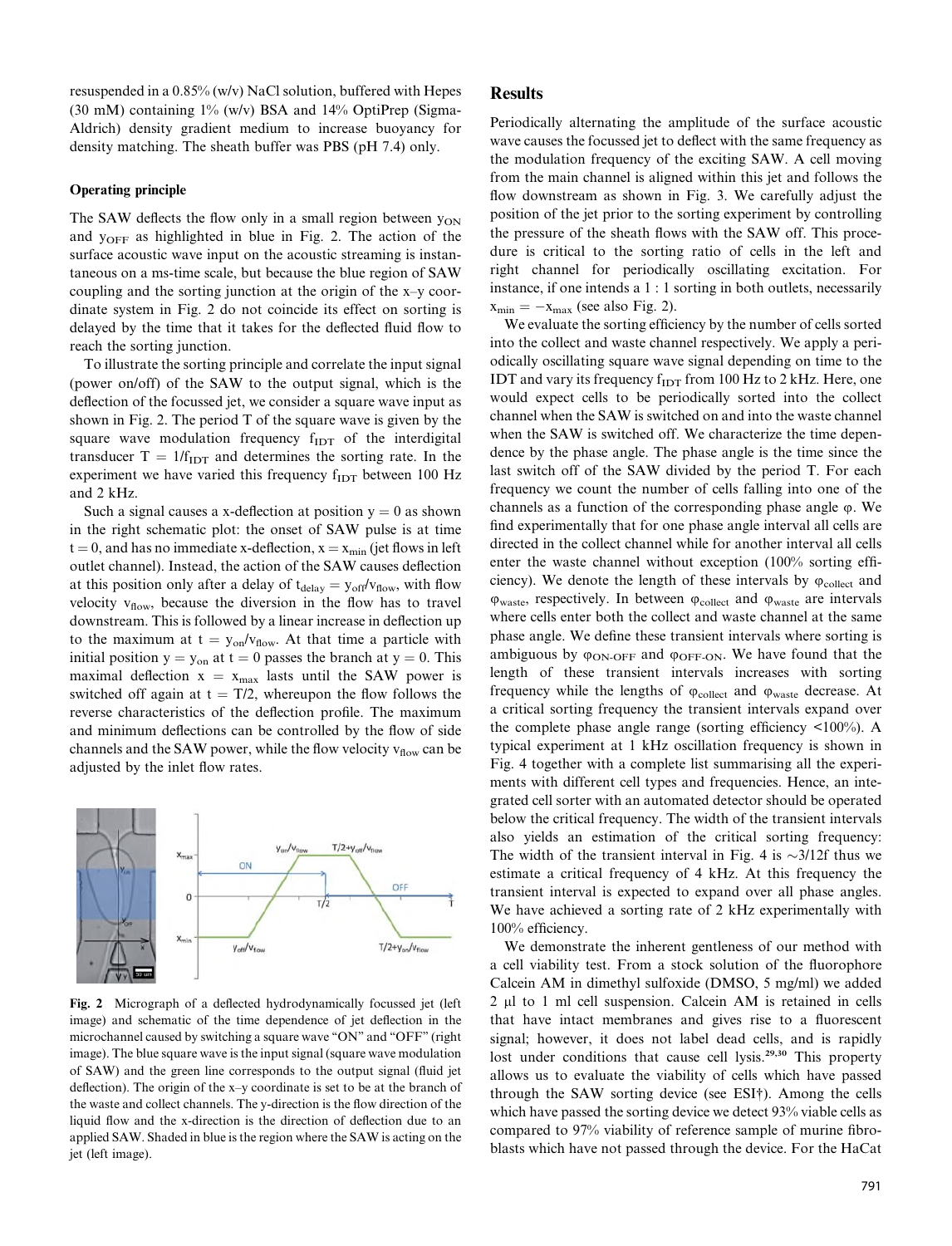resuspended in a 0.85% (w/v) NaCl solution, buffered with Hepes (30 mM) containing 1% (w/v) BSA and 14% OptiPrep (Sigma-Aldrich) density gradient medium to increase buoyancy for density matching. The sheath buffer was PBS (pH 7.4) only.

### Operating principle

The SAW deflects the flow only in a small region between $y_{ON}$ and $y_{OFF}$ as highlighted in blue in Fig. 2. The action of the surface acoustic wave input on the acoustic streaming is instantaneous on a ms-time scale, but because the blue region of SAW coupling and the sorting junction at the origin of the x–y coordinate system in Fig. 2 do not coincide its effect on sorting is delayed by the time that it takes for the deflected fluid flow to reach the sorting junction.

To illustrate the sorting principle and correlate the input signal (power on/off) of the SAW to the output signal, which is the deflection of the focussed jet, we consider a square wave input as shown in Fig. 2. The period T of the square wave is given by the square wave modulation frequency $f_{IDT}$ of the interdigital transducer $T = 1/f_{IDT}$ and determines the sorting rate. In the experiment we have varied this frequency $f_{IDT}$ between 100 Hz and 2 kHz.

Such a signal causes a x-deflection at position $y = 0$ as shown in the right schematic plot: the onset of SAW pulse is at time $t = 0$, and has no immediate x-deflection, $x = x_{min}$ (jet flows in left outlet channel). Instead, the action of the SAW causes deflection at this position only after a delay of $t_{delay} = y_{off}/v_{flow}$, with flow velocity $v_{flow}$, because the diversion in the flow has to travel downstream. This is followed by a linear increase in deflection up to the maximum at $t = y_{on}/v_{flow}$. At that time a particle with initial position $y = y_{on}$ at $t = 0$ passes the branch at $y = 0$. This maximal deflection $x = x_{max}$ lasts until the SAW power is switched off again at $t = T/2$, whereupon the flow follows the reverse characteristics of the deflection profile. The maximum and minimum deflections can be controlled by the flow of side channels and the SAW power, while the flow velocity $v_{flow}$ can be adjusted by the inlet flow rates.

**Fig. 2** Micrograph of a deflected hydrodynamically focussed jet (left image) and schematic of the time dependence of jet deflection in the microchannel caused by switching a square wave "ON" and "OFF" (right image). The blue square wave is the input signal (square wave modulation of SAW) and the green line corresponds to the output signal (fluid jet deflection). The origin of the x–y coordinate is set to be at the branch of the waste and collect channels. The y-direction is the flow direction of the liquid flow and the x-direction is the direction of deflection due to an applied SAW. Shaded in blue is the region where the SAW is acting on the jet (left image).

## Results

Periodically alternating the amplitude of the surface acoustic wave causes the focussed jet to deflect with the same frequency as the modulation frequency of the exciting SAW. A cell moving from the main channel is aligned within this jet and follows the flow downstream as shown in Fig. 3. We carefully adjust the position of the jet prior to the sorting experiment by controlling the pressure of the sheath flows with the SAW off. This procedure is critical to the sorting ratio of cells in the left and right channel for periodically oscillating excitation. For instance, if one intends a 1 : 1 sorting in both outlets, necessarily $x_{min} = -x_{max}$ (see also Fig. 2).

We evaluate the sorting efficiency by the number of cells sorted into the collect and waste channel respectively. We apply a periodically oscillating square wave signal depending on time to the IDT and vary its frequency $f_{IDT}$ from 100 Hz to 2 kHz. Here, one would expect cells to be periodically sorted into the collect channel when the SAW is switched on and into the waste channel when the SAW is switched off. We characterize the time dependence by the phase angle. The phase angle is the time since the last switch off of the SAW divided by the period T. For each frequency we count the number of cells falling into one of the channels as a function of the corresponding phase angle $\varphi$. We find experimentally that for one phase angle interval all cells are directed in the collect channel while for another interval all cells enter the waste channel without exception (100% sorting efficiency). We denote the length of these intervals by $\varphi_{collect}$ and $\varphi_{waste}$, respectively. In between $\varphi_{collect}$ and $\varphi_{waste}$ are intervals where cells enter both the collect and waste channel at the same phase angle. We define these transient intervals where sorting is ambiguous by $\varphi_{ON\text{-}OFF}$ and $\varphi_{OFF\text{-}ON}$. We have found that the length of these transient intervals increases with sorting frequency while the lengths of $\varphi_{collect}$ and $\varphi_{waste}$ decrease. At a critical sorting frequency the transient intervals expand over the complete phase angle range (sorting efficiency <100%). A typical experiment at 1 kHz oscillation frequency is shown in Fig. 4 together with a complete list summarising all the experiments with different cell types and frequencies. Hence, an integrated cell sorter with an automated detector should be operated below the critical frequency. The width of the transient intervals also yields an estimation of the critical sorting frequency: The width of the transient interval in Fig. 4 is ~3/12f thus we estimate a critical frequency of 4 kHz. At this frequency the transient interval is expected to expand over all phase angles. We have achieved a sorting rate of 2 kHz experimentally with 100% efficiency.

We demonstrate the inherent gentleness of our method with a cell viability test. From a stock solution of the fluorophore Calcein AM in dimethyl sulfoxide (DMSO, 5 mg/ml) we added 2 μl to 1 ml cell suspension. Calcein AM is retained in cells that have intact membranes and gives rise to a fluorescent signal; however, it does not label dead cells, and is rapidly lost under conditions that cause cell lysis.[29,30] This property allows us to evaluate the viability of cells which have passed through the SAW sorting device (see ESI†). Among the cells which have passed the sorting device we detect 93% viable cells as compared to 97% viability of reference sample of murine fibroblasts which have not passed through the device. For the HaCat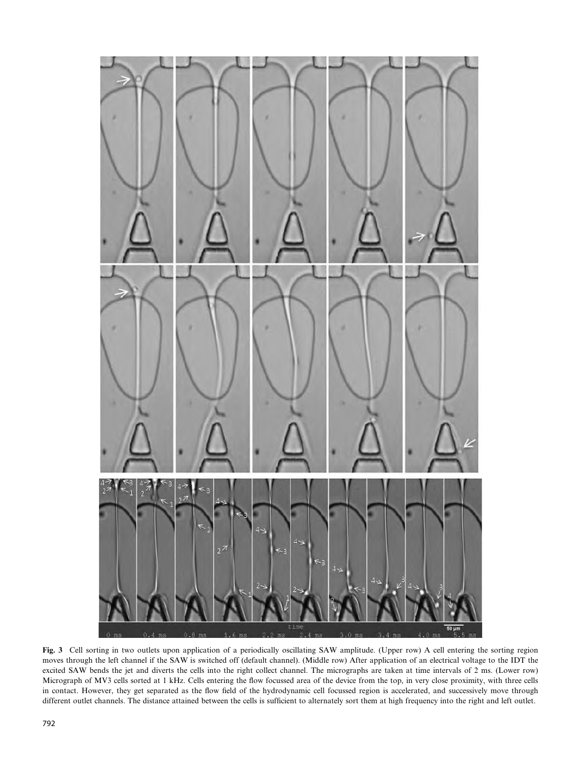**Fig. 3** Cell sorting in two outlets upon application of a periodically oscillating SAW amplitude. (Upper row) A cell entering the sorting region moves through the left channel if the SAW is switched off (default channel). (Middle row) After application of an electrical voltage to the IDT the excited SAW bends the jet and diverts the cells into the right collect channel. The micrographs are taken at time intervals of 2 ms. (Lower row) Micrograph of MV3 cells sorted at 1 kHz. Cells entering the flow focussed area of the device from the top, in very close proximity, with three cells in contact. However, they get separated as the flow field of the hydrodynamic cell focussed region is accelerated, and successively move through different outlet channels. The distance attained between the cells is sufficient to alternately sort them at high frequency into the right and left outlet.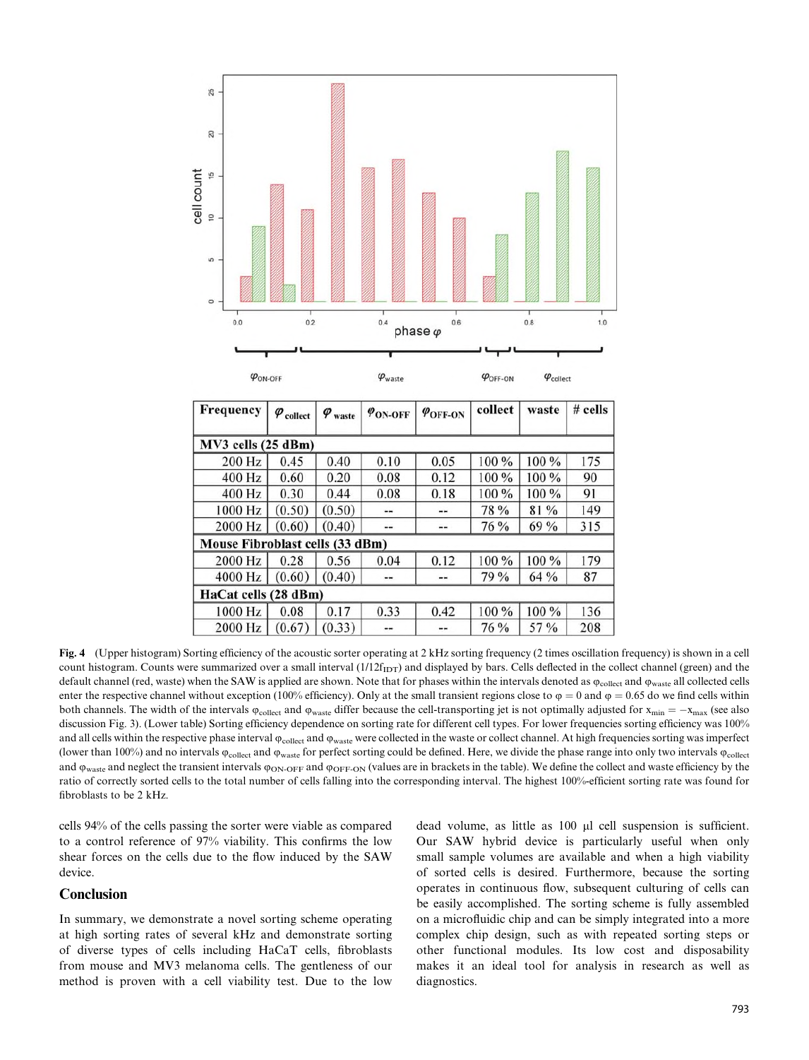| Frequency | $\varphi_{collect}$ | $\varphi_{waste}$ | $\varphi_{ON\text{-}OFF}$ | $\varphi_{OFF\text{-}ON}$ | collect | waste | # cells |
|---|---|---|---|---|---|---|---|
| **MV3 cells (25 dBm)** | | | | | | | |
| 200 Hz | 0.45 | 0.40 | 0.10 | 0.05 | 100 % | 100 % | 175 |
| 400 Hz | 0.60 | 0.20 | 0.08 | 0.12 | 100 % | 100 % | 90 |
| 400 Hz | 0.30 | 0.44 | 0.08 | 0.18 | 100 % | 100 % | 91 |
| 1000 Hz | (0.50) | (0.50) | -- | -- | 78 % | 81 % | 149 |
| 2000 Hz | (0.60) | (0.40) | -- | -- | 76 % | 69 % | 315 |
| **Mouse Fibroblast cells (33 dBm)** | | | | | | | |
| 2000 Hz | 0.28 | 0.56 | 0.04 | 0.12 | 100 % | 100 % | 179 |
| 4000 Hz | (0.60) | (0.40) | -- | -- | 79 % | 64 % | 87 |
| **HaCat cells (28 dBm)** | | | | | | | |
| 1000 Hz | 0.08 | 0.17 | 0.33 | 0.42 | 100 % | 100 % | 136 |
| 2000 Hz | (0.67) | (0.33) | -- | -- | 76 % | 57 % | 208 |

**Fig. 4** (Upper histogram) Sorting efficiency of the acoustic sorter operating at 2 kHz sorting frequency (2 times oscillation frequency) is shown in a cell count histogram. Counts were summarized over a small interval ($1/12f_{IDT}$) and displayed by bars. Cells deflected in the collect channel (green) and the default channel (red, waste) when the SAW is applied are shown. Note that for phases within the intervals denoted as $\varphi_{collect}$ and $\varphi_{waste}$ all collected cells enter the respective channel without exception (100% efficiency). Only at the small transient regions close to $\varphi = 0$ and $\varphi = 0.65$ do we find cells within both channels. The width of the intervals $\varphi_{collect}$ and $\varphi_{waste}$ differ because the cell-transporting jet is not optimally adjusted for $x_{min} = -x_{max}$ (see also discussion Fig. 3). (Lower table) Sorting efficiency dependence on sorting rate for different cell types. For lower frequencies sorting efficiency was 100% and all cells within the respective phase interval $\varphi_{collect}$ and $\varphi_{waste}$ were collected in the waste or collect channel. At high frequencies sorting was imperfect (lower than 100%) and no intervals $\varphi_{collect}$ and $\varphi_{waste}$ for perfect sorting could be defined. Here, we divide the phase range into only two intervals $\varphi_{collect}$ and $\varphi_{waste}$ and neglect the transient intervals $\varphi_{ON\text{-}OFF}$ and $\varphi_{OFF\text{-}ON}$ (values are in brackets in the table). We define the collect and waste efficiency by the ratio of correctly sorted cells to the total number of cells falling into the corresponding interval. The highest 100%-efficient sorting rate was found for fibroblasts to be 2 kHz.

cells 94% of the cells passing the sorter were viable as compared to a control reference of 97% viability. This confirms the low shear forces on the cells due to the flow induced by the SAW device.

## Conclusion

In summary, we demonstrate a novel sorting scheme operating at high sorting rates of several kHz and demonstrate sorting of diverse types of cells including HaCaT cells, fibroblasts from mouse and MV3 melanoma cells. The gentleness of our method is proven with a cell viability test. Due to the low dead volume, as little as 100 μl cell suspension is sufficient. Our SAW hybrid device is particularly useful when only small sample volumes are available and when a high viability of sorted cells is desired. Furthermore, because the sorting operates in continuous flow, subsequent culturing of cells can be easily accomplished. The sorting scheme is fully assembled on a microfluidic chip and can be simply integrated into a more complex chip design, such as with repeated sorting steps or other functional modules. Its low cost and disposability makes it an ideal tool for analysis in research as well as diagnostics.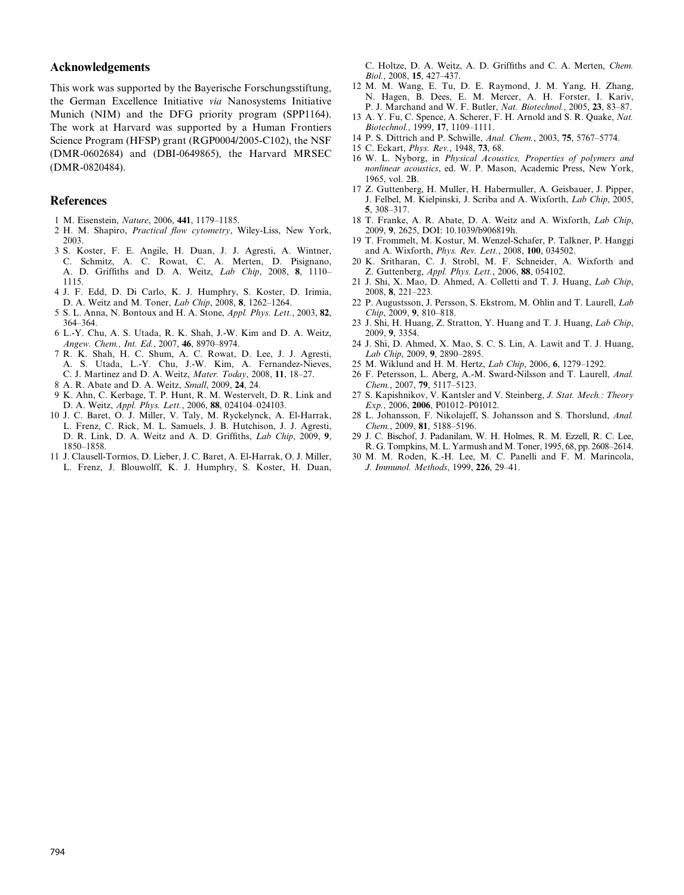## Acknowledgements

This work was supported by the Bayerische Forschungsstiftung, the German Excellence Initiative *via* Nanosystems Initiative Munich (NIM) and the DFG priority program (SPP1164). The work at Harvard was supported by a Human Frontiers Science Program (HFSP) grant (RGP0004/2005-C102), the NSF (DMR-0602684) and (DBI-0649865), the Harvard MRSEC (DMR-0820484).

## References

1 M. Eisenstein, *Nature*, 2006, **441**, 1179–1185.
2 H. M. Shapiro, *Practical flow cytometry*, Wiley-Liss, New York, 2003.
3 S. Koster, F. E. Angile, H. Duan, J. J. Agresti, A. Wintner, C. Schmitz, A. C. Rowat, C. A. Merten, D. Pisignano, A. D. Griffiths and D. A. Weitz, *Lab Chip*, 2008, **8**, 1110–1115.
4 J. F. Edd, D. Di Carlo, K. J. Humphry, S. Koster, D. Irimia, D. A. Weitz and M. Toner, *Lab Chip*, 2008, **8**, 1262–1264.
5 S. L. Anna, N. Bontoux and H. A. Stone, *Appl. Phys. Lett.*, 2003, **82**, 364–364.
6 L.-Y. Chu, A. S. Utada, R. K. Shah, J.-W. Kim and D. A. Weitz, *Angew. Chem., Int. Ed.*, 2007, **46**, 8970–8974.
7 R. K. Shah, H. C. Shum, A. C. Rowat, D. Lee, J. J. Agresti, A. S. Utada, L.-Y. Chu, J.-W. Kim, A. Fernandez-Nieves, C. J. Martinez and D. A. Weitz, *Mater. Today*, 2008, **11**, 18–27.
8 A. R. Abate and D. A. Weitz, *Small*, 2009, **24**, 24.
9 K. Ahn, C. Kerbage, T. P. Hunt, R. M. Westervelt, D. R. Link and D. A. Weitz, *Appl. Phys. Lett.*, 2006, **88**, 024104–024103.
10 J. C. Baret, O. J. Miller, V. Taly, M. Ryckelynck, A. El-Harrak, L. Frenz, C. Rick, M. L. Samuels, J. B. Hutchison, J. J. Agresti, D. R. Link, D. A. Weitz and A. D. Griffiths, *Lab Chip*, 2009, **9**, 1850–1858.
11 J. Clausell-Tormos, D. Lieber, J. C. Baret, A. El-Harrak, O. J. Miller, L. Frenz, J. Blouwolff, K. J. Humphry, S. Koster, H. Duan, C. Holtze, D. A. Weitz, A. D. Griffiths and C. A. Merten, *Chem. Biol.*, 2008, **15**, 427–437.
12 M. M. Wang, E. Tu, D. E. Raymond, J. M. Yang, H. Zhang, N. Hagen, B. Dees, E. M. Mercer, A. H. Forster, I. Kariv, P. J. Marchand and W. F. Butler, *Nat. Biotechnol.*, 2005, **23**, 83–87.
13 A. Y. Fu, C. Spence, A. Scherer, F. H. Arnold and S. R. Quake, *Nat. Biotechnol.*, 1999, **17**, 1109–1111.
14 P. S. Dittrich and P. Schwille, *Anal. Chem.*, 2003, **75**, 5767–5774.
15 C. Eckart, *Phys. Rev.*, 1948, **73**, 68.
16 W. L. Nyborg, in *Physical Acoustics, Properties of polymers and nonlinear acoustics*, ed. W. P. Mason, Academic Press, New York, 1965, vol. 2B.
17 Z. Guttenberg, H. Muller, H. Habermuller, A. Geisbauer, J. Pipper, J. Felbel, M. Kielpinski, J. Scriba and A. Wixforth, *Lab Chip*, 2005, **5**, 308–317.
18 T. Franke, A. R. Abate, D. A. Weitz and A. Wixforth, *Lab Chip*, 2009, **9**, 2625, DOI: 10.1039/b906819h.
19 T. Frommelt, M. Kostur, M. Wenzel-Schafer, P. Talkner, P. Hanggi and A. Wixforth, *Phys. Rev. Lett.*, 2008, **100**, 034502.
20 K. Sritharan, C. J. Strobl, M. F. Schneider, A. Wixforth and Z. Guttenberg, *Appl. Phys. Lett.*, 2006, **88**, 054102.
21 J. Shi, X. Mao, D. Ahmed, A. Colletti and T. J. Huang, *Lab Chip*, 2008, **8**, 221–223.
22 P. Augustsson, J. Persson, S. Ekstrom, M. Ohlin and T. Laurell, *Lab Chip*, 2009, **9**, 810–818.
23 J. Shi, H. Huang, Z. Stratton, Y. Huang and T. J. Huang, *Lab Chip*, 2009, **9**, 3354.
24 J. Shi, D. Ahmed, X. Mao, S. C. S. Lin, A. Lawit and T. J. Huang, *Lab Chip*, 2009, **9**, 2890–2895.
25 M. Wiklund and H. M. Hertz, *Lab Chip*, 2006, **6**, 1279–1292.
26 F. Petersson, L. Aberg, A.-M. Sward-Nilsson and T. Laurell, *Anal. Chem.*, 2007, **79**, 5117–5123.
27 S. Kapishnikov, V. Kantsler and V. Steinberg, *J. Stat. Mech.: Theory Exp.*, 2006, **2006**, P01012–P01012.
28 L. Johansson, F. Nikolajeff, S. Johansson and S. Thorslund, *Anal. Chem.*, 2009, **81**, 5188–5196.
29 J. C. Bischof, J. Padanilam, W. H. Holmes, R. M. Ezzell, R. C. Lee, R. G. Tompkins, M. L. Yarmush and M. Toner, 1995, 68, pp. 2608–2614.
30 M. M. Roden, K.-H. Lee, M. C. Panelli and F. M. Marincola, *J. Immunol. Methods*, 1999, **226**, 29–41.